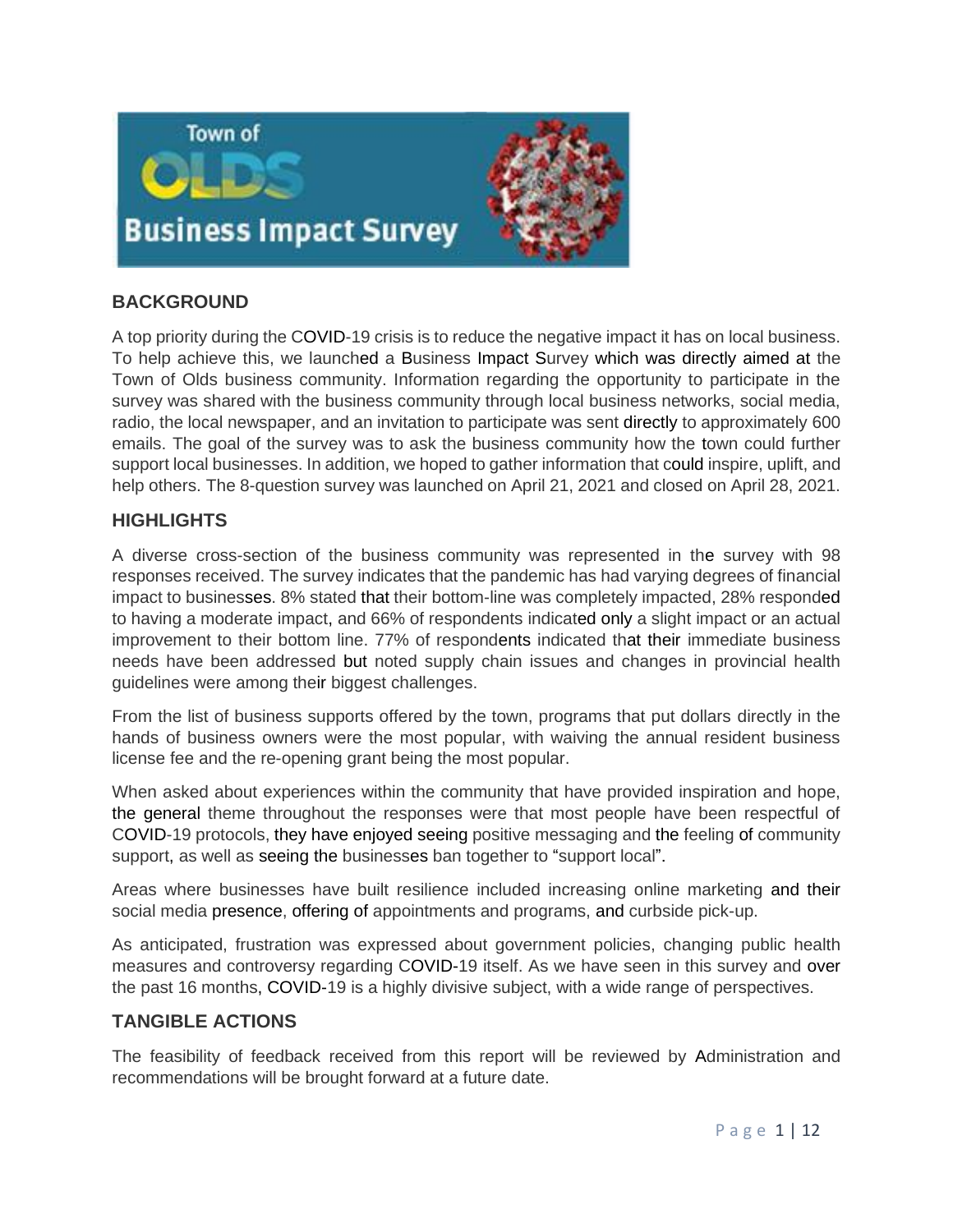# Town of OLDS Business Impact Survey

## BACKGROUND

A top priority during the COVID-19 crisis is to reduce the negative impact it has on local business. To help achieve this, we launched a Business Impact Survey which was directly aimed at the Town of Olds business community. Information regarding the opportunity to participate in the survey was shared with the business community through local business networks, social media, radio, the local newspaper, and an invitation to participate was sent directly to approximately 600 emails. The goal of the survey was to ask the business community how the town could further support local businesses. In addition, we hoped to gather information that could inspire, uplift, and help others. The 8-question survey was launched on April 21, 2021 and closed on April 28, 2021.

## HIGHLIGHTS

A diverse cross-section of the business community was represented in the survey with 98 responses received. The survey indicates that the pandemic has had varying degrees of financial impact to businesses. 8% stated that their bottom-line was completely impacted, 28% responded to having a moderate impact, and 66% of respondents indicated only a slight impact or an actual improvement to their bottom line. 77% of respondents indicated that their immediate business needs have been addressed but noted supply chain issues and changes in provincial health guidelines were among their biggest challenges.

From the list of business supports offered by the town, programs that put dollars directly in the hands of business owners were the most popular, with waiving the annual resident business license fee and the re-opening grant being the most popular.

When asked about experiences within the community that have provided inspiration and hope, the general theme throughout the responses were that most people have been respectful of COVID-19 protocols, they have enjoyed seeing positive messaging and the feeling of community support, as well as seeing the businesses ban together to "support local".

Areas where businesses have built resilience included increasing online marketing and their social media presence, offering of appointments and programs, and curbside pick-up.

As anticipated, frustration was expressed about government policies, changing public health measures and controversy regarding COVID-19 itself. As we have seen in this survey and over the past 16 months, COVID-19 is a highly divisive subject, with a wide range of perspectives.

## TANGIBLE ACTIONS

The feasibility of feedback received from this report will be reviewed by Administration and recommendations will be brought forward at a future date.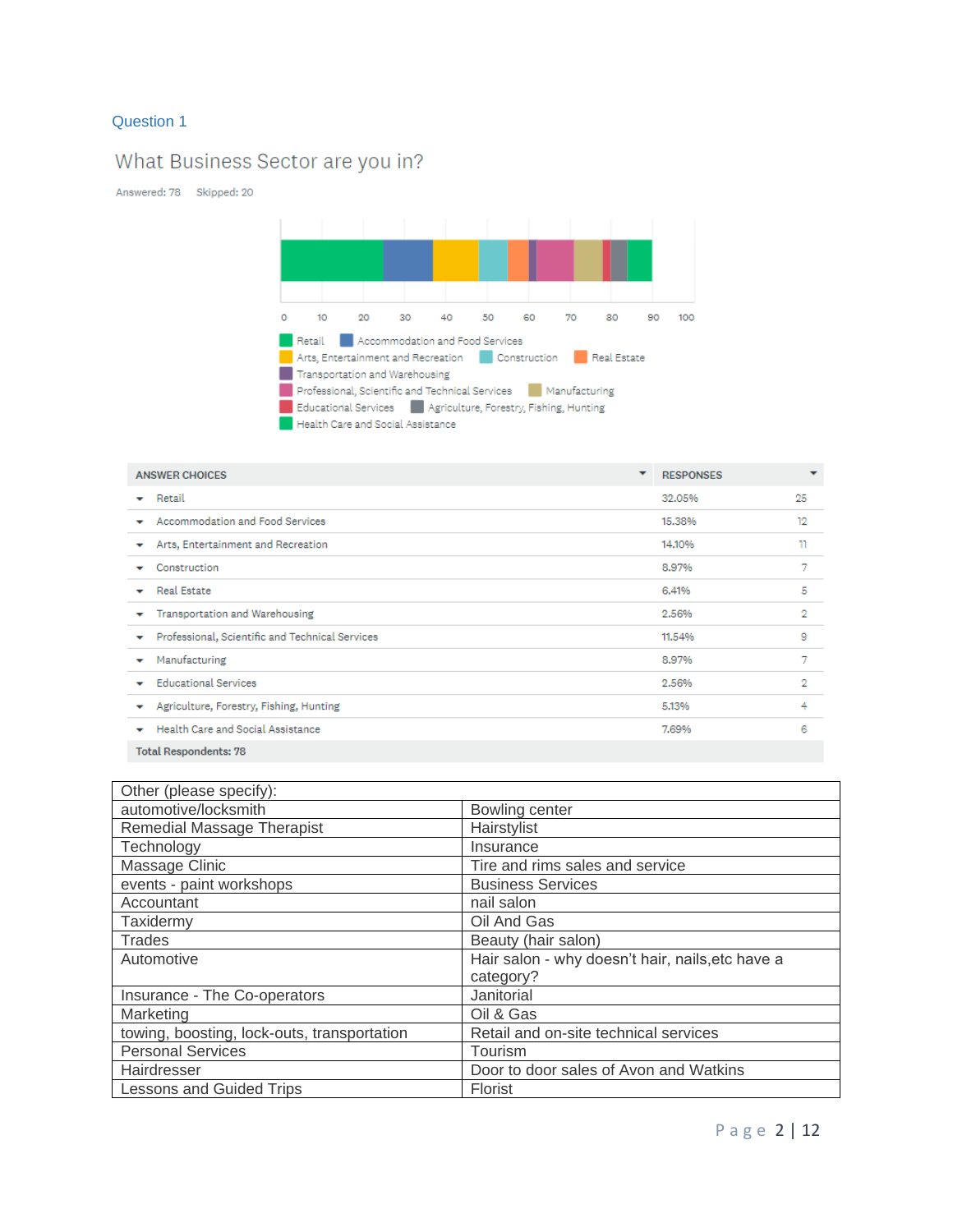## Question 1

### What Business Sector are you in?

Answered: 78 Skipped: 20

0 10 20 30 40 50 60 70 80 90 100

Retail | Accommodation and Food Services | Arts, Entertainment and Recreation | Construction | Real Estate | Transportation and Warehousing | Professional, Scientific and Technical Services | Manufacturing | Educational Services | Agriculture, Forestry, Fishing, Hunting | Health Care and Social Assistance

| ANSWER CHOICES | RESPONSES | |
|---|---|---|
| Retail | 32.05% | 25 |
| Accommodation and Food Services | 15.38% | 12 |
| Arts, Entertainment and Recreation | 14.10% | 11 |
| Construction | 8.97% | 7 |
| Real Estate | 6.41% | 5 |
| Transportation and Warehousing | 2.56% | 2 |
| Professional, Scientific and Technical Services | 11.54% | 9 |
| Manufacturing | 8.97% | 7 |
| Educational Services | 2.56% | 2 |
| Agriculture, Forestry, Fishing, Hunting | 5.13% | 4 |
| Health Care and Social Assistance | 7.69% | 6 |
| **Total Respondents: 78** | | |

| Other (please specify): | |
|---|---|
| automotive/locksmith | Bowling center |
| Remedial Massage Therapist | Hairstylist |
| Technology | Insurance |
| Massage Clinic | Tire and rims sales and service |
| events - paint workshops | Business Services |
| Accountant | nail salon |
| Taxidermy | Oil And Gas |
| Trades | Beauty (hair salon) |
| Automotive | Hair salon - why doesn't hair, nails,etc have a category? |
| Insurance - The Co-operators | Janitorial |
| Marketing | Oil & Gas |
| towing, boosting, lock-outs, transportation | Retail and on-site technical services |
| Personal Services | Tourism |
| Hairdresser | Door to door sales of Avon and Watkins |
| Lessons and Guided Trips | Florist |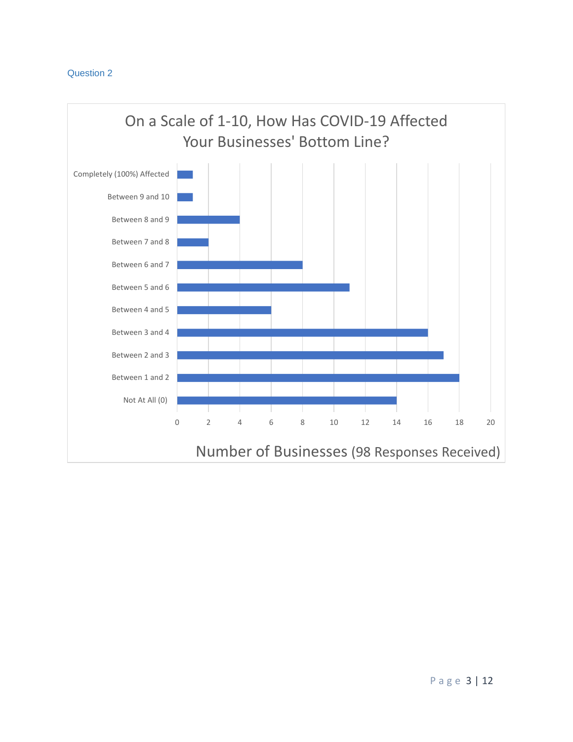## Question 2

**On a Scale of 1-10, How Has COVID-19 Affected Your Businesses' Bottom Line?**

| Response | Number of Businesses |
|---|---|
| Completely (100%) Affected | 1 |
| Between 9 and 10 | 1 |
| Between 8 and 9 | 4 |
| Between 7 and 8 | 2 |
| Between 6 and 7 | 8 |
| Between 5 and 6 | 11 |
| Between 4 and 5 | 6 |
| Between 3 and 4 | 16 |
| Between 2 and 3 | 17 |
| Between 1 and 2 | 18 |
| Not At All (0) | 14 |

Number of Businesses (98 Responses Received)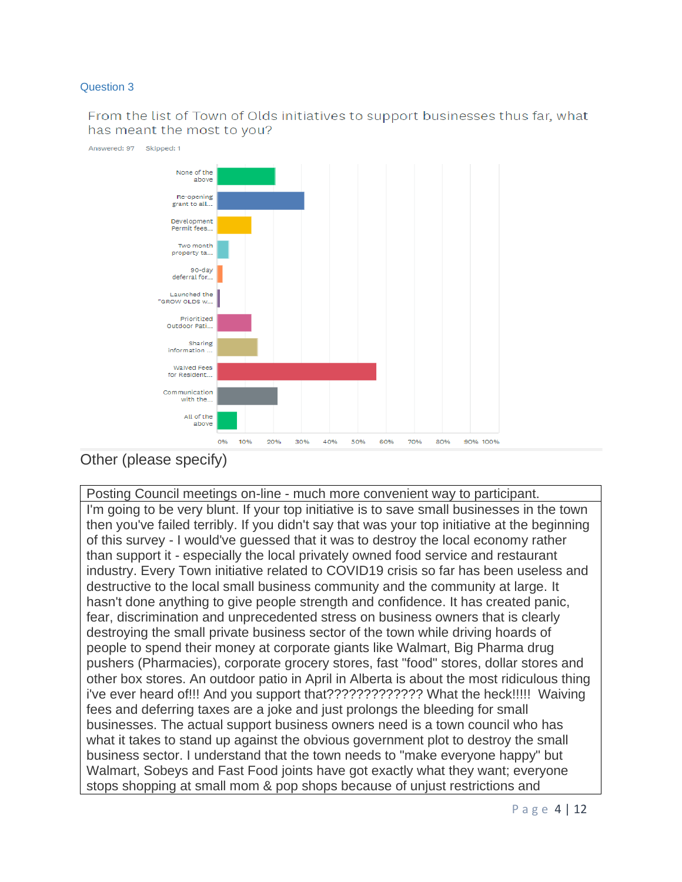Question 3

From the list of Town of Olds initiatives to support businesses thus far, what has meant the most to you?

Answered: 97 Skipped: 1

| Option | Approx. % |
|---|---|
| None of the above | ~20% |
| Re-opening grant to all... | ~31% |
| Development Permit fees... | ~12% |
| Two month property ta... | ~4% |
| 90-day deferral for... | ~2% |
| Launched the "GROW OLDS w... | ~1% |
| Prioritized Outdoor Pati... | ~12% |
| Sharing information ... | ~14% |
| Waived Fees for Resident... | ~56% |
| Communication with the... | ~21% |
| All of the above | ~7% |

Other (please specify)

| |
|---|
| Posting Council meetings on-line - much more convenient way to participant. |
| I'm going to be very blunt. If your top initiative is to save small businesses in the town then you've failed terribly. If you didn't say that was your top initiative at the beginning of this survey - I would've guessed that it was to destroy the local economy rather than support it - especially the local privately owned food service and restaurant industry. Every Town initiative related to COVID19 crisis so far has been useless and destructive to the local small business community and the community at large. It hasn't done anything to give people strength and confidence. It has created panic, fear, discrimination and unprecedented stress on business owners that is clearly destroying the small private business sector of the town while driving hoards of people to spend their money at corporate giants like Walmart, Big Pharma drug pushers (Pharmacies), corporate grocery stores, fast "food" stores, dollar stores and other box stores. An outdoor patio in April in Alberta is about the most ridiculous thing i've ever heard of!!! And you support that????????????? What the heck!!!!! Waiving fees and deferring taxes are a joke and just prolongs the bleeding for small businesses. The actual support business owners need is a town council who has what it takes to stand up against the obvious government plot to destroy the small business sector. I understand that the town needs to "make everyone happy" but Walmart, Sobeys and Fast Food joints have got exactly what they want; everyone stops shopping at small mom & pop shops because of unjust restrictions and |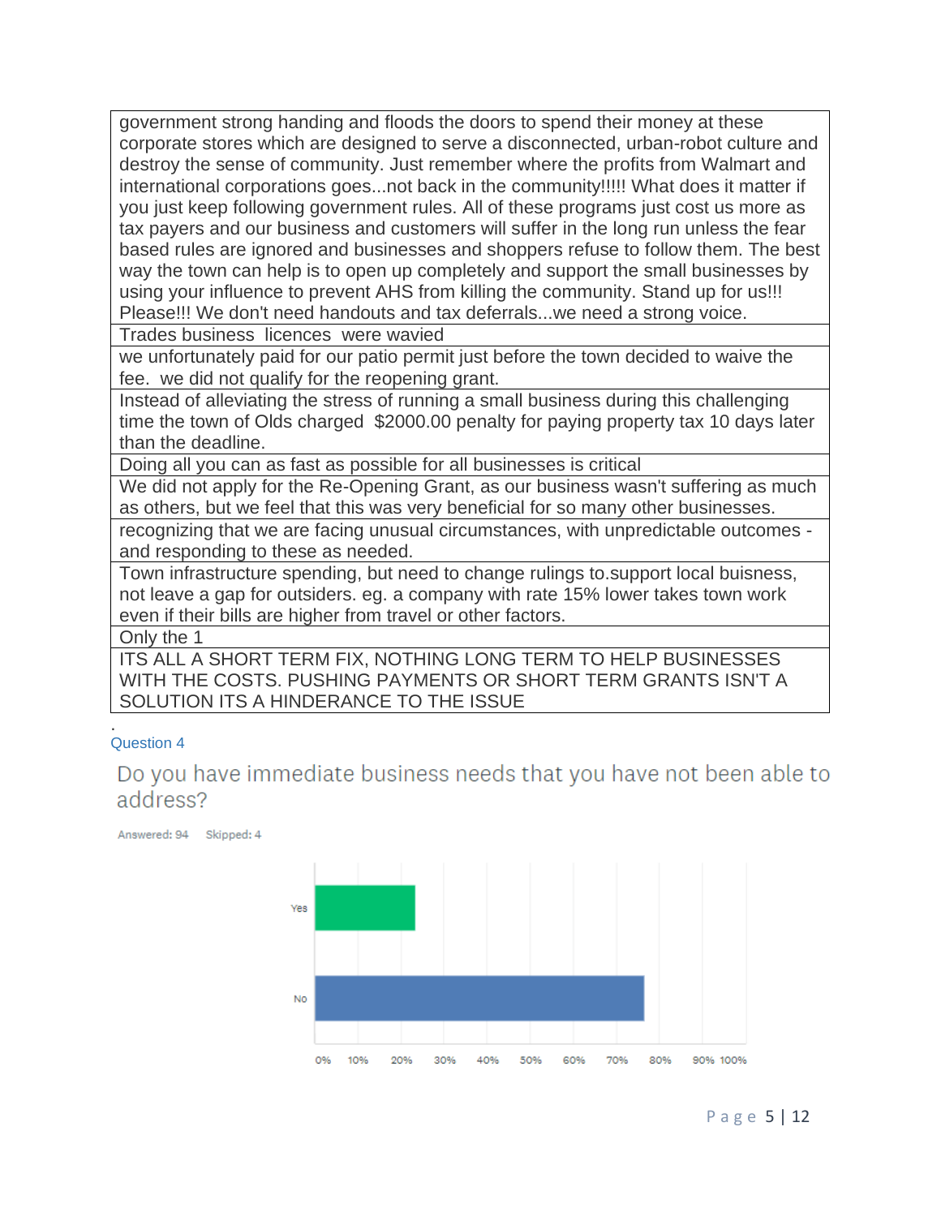| |
|---|
| government strong handing and floods the doors to spend their money at these corporate stores which are designed to serve a disconnected, urban-robot culture and destroy the sense of community. Just remember where the profits from Walmart and international corporations goes...not back in the community!!!!! What does it matter if you just keep following government rules. All of these programs just cost us more as tax payers and our business and customers will suffer in the long run unless the fear based rules are ignored and businesses and shoppers refuse to follow them. The best way the town can help is to open up completely and support the small businesses by using your influence to prevent AHS from killing the community. Stand up for us!!! Please!!! We don't need handouts and tax deferrals...we need a strong voice. |
| Trades business licences were wavied |
| we unfortunately paid for our patio permit just before the town decided to waive the fee. we did not qualify for the reopening grant. |
| Instead of alleviating the stress of running a small business during this challenging time the town of Olds charged $2000.00 penalty for paying property tax 10 days later than the deadline. |
| Doing all you can as fast as possible for all businesses is critical |
| We did not apply for the Re-Opening Grant, as our business wasn't suffering as much as others, but we feel that this was very beneficial for so many other businesses. |
| recognizing that we are facing unusual circumstances, with unpredictable outcomes - and responding to these as needed. |
| Town infrastructure spending, but need to change rulings to.support local buisness, not leave a gap for outsiders. eg. a company with rate 15% lower takes town work even if their bills are higher from travel or other factors. |
| Only the 1 |
| ITS ALL A SHORT TERM FIX, NOTHING LONG TERM TO HELP BUSINESSES WITH THE COSTS. PUSHING PAYMENTS OR SHORT TERM GRANTS ISN'T A SOLUTION ITS A HINDERANCE TO THE ISSUE |

.

### Question 4

## Do you have immediate business needs that you have not been able to address?

Answered: 94 Skipped: 4

| Response | Approx. % |
|---|---|
| Yes | ~23% |
| No | ~77% |

0% 10% 20% 30% 40% 50% 60% 70% 80% 90% 100%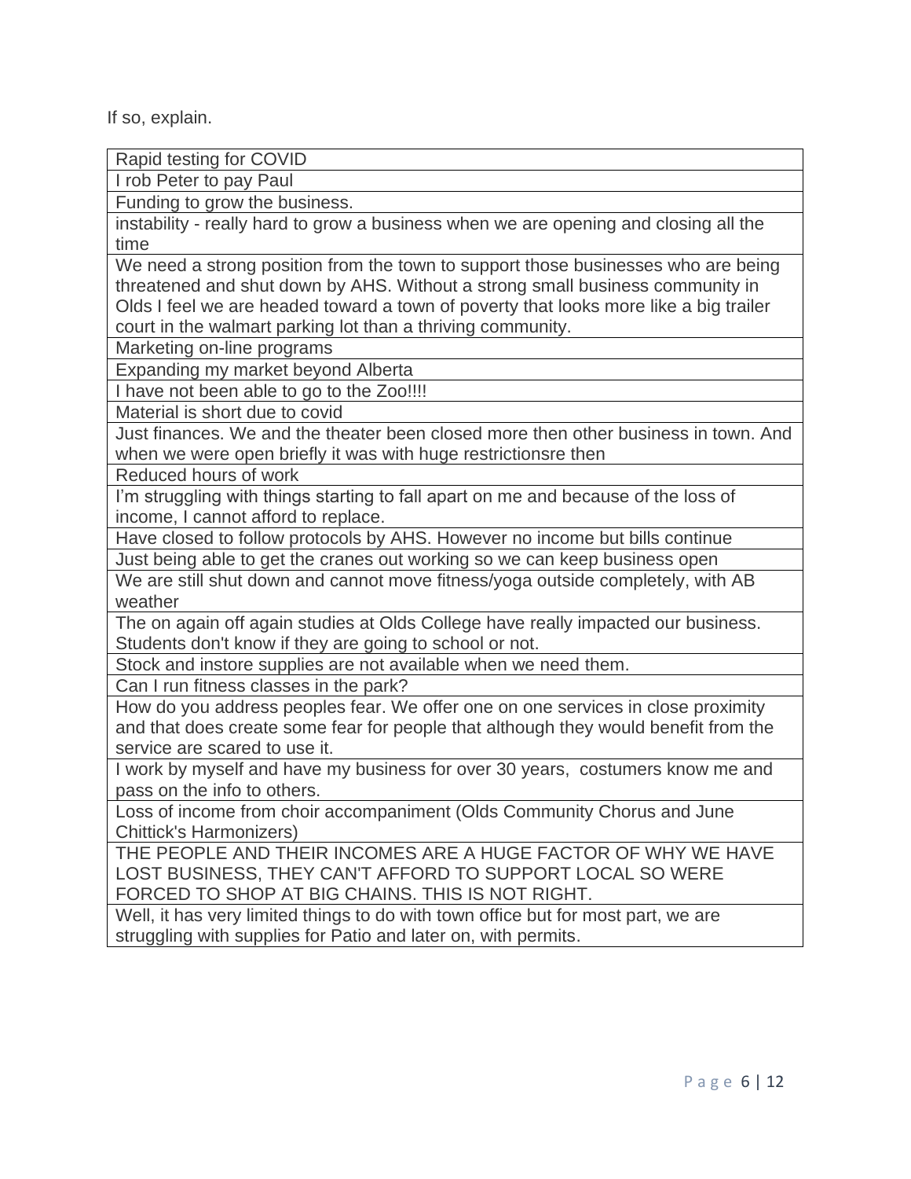If so, explain.

| Rapid testing for COVID |
| --- |
| I rob Peter to pay Paul |
| Funding to grow the business. |
| instability - really hard to grow a business when we are opening and closing all the time |
| We need a strong position from the town to support those businesses who are being threatened and shut down by AHS. Without a strong small business community in Olds I feel we are headed toward a town of poverty that looks more like a big trailer court in the walmart parking lot than a thriving community. |
| Marketing on-line programs |
| Expanding my market beyond Alberta |
| I have not been able to go to the Zoo!!!! |
| Material is short due to covid |
| Just finances. We and the theater been closed more then other business in town. And when we were open briefly it was with huge restrictionsre then |
| Reduced hours of work |
| I'm struggling with things starting to fall apart on me and because of the loss of income, I cannot afford to replace. |
| Have closed to follow protocols by AHS. However no income but bills continue |
| Just being able to get the cranes out working so we can keep business open |
| We are still shut down and cannot move fitness/yoga outside completely, with AB weather |
| The on again off again studies at Olds College have really impacted our business. Students don't know if they are going to school or not. |
| Stock and instore supplies are not available when we need them. |
| Can I run fitness classes in the park? |
| How do you address peoples fear. We offer one on one services in close proximity and that does create some fear for people that although they would benefit from the service are scared to use it. |
| I work by myself and have my business for over 30 years, costumers know me and pass on the info to others. |
| Loss of income from choir accompaniment (Olds Community Chorus and June Chittick's Harmonizers) |
| THE PEOPLE AND THEIR INCOMES ARE A HUGE FACTOR OF WHY WE HAVE LOST BUSINESS, THEY CAN'T AFFORD TO SUPPORT LOCAL SO WERE FORCED TO SHOP AT BIG CHAINS. THIS IS NOT RIGHT. |
| Well, it has very limited things to do with town office but for most part, we are struggling with supplies for Patio and later on, with permits. |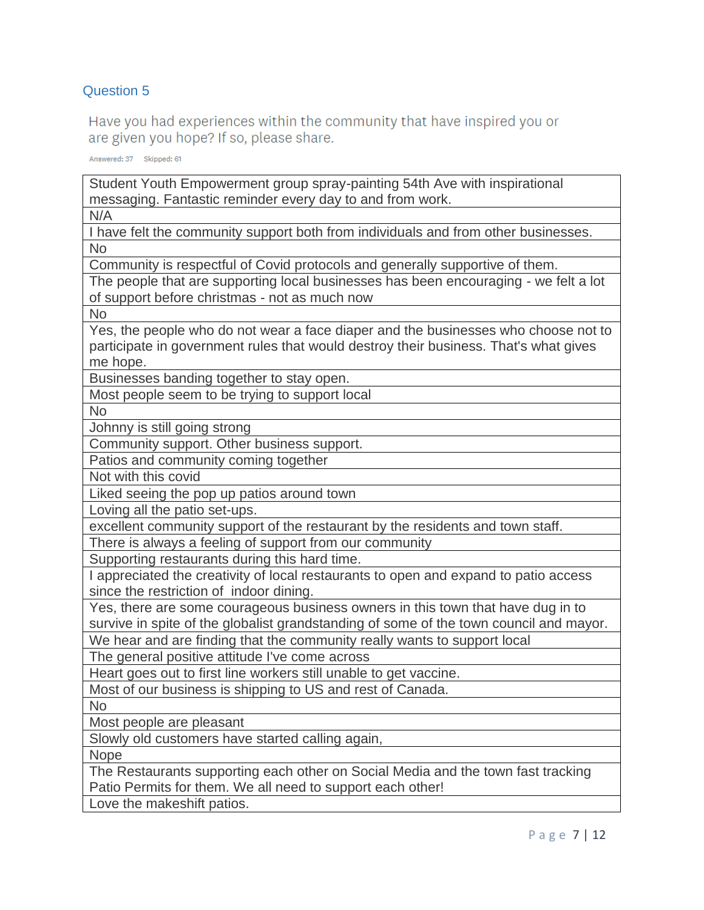## Question 5

Have you had experiences within the community that have inspired you or are given you hope? If so, please share.

Answered: 37 Skipped: 61

| |
|---|
| Student Youth Empowerment group spray-painting 54th Ave with inspirational messaging. Fantastic reminder every day to and from work. |
| N/A |
| I have felt the community support both from individuals and from other businesses. |
| No |
| Community is respectful of Covid protocols and generally supportive of them. |
| The people that are supporting local businesses has been encouraging - we felt a lot of support before christmas - not as much now |
| No |
| Yes, the people who do not wear a face diaper and the businesses who choose not to participate in government rules that would destroy their business. That's what gives me hope. |
| Businesses banding together to stay open. |
| Most people seem to be trying to support local |
| No |
| Johnny is still going strong |
| Community support. Other business support. |
| Patios and community coming together |
| Not with this covid |
| Liked seeing the pop up patios around town |
| Loving all the patio set-ups. |
| excellent community support of the restaurant by the residents and town staff. |
| There is always a feeling of support from our community |
| Supporting restaurants during this hard time. |
| I appreciated the creativity of local restaurants to open and expand to patio access since the restriction of indoor dining. |
| Yes, there are some courageous business owners in this town that have dug in to survive in spite of the globalist grandstanding of some of the town council and mayor. |
| We hear and are finding that the community really wants to support local |
| The general positive attitude I've come across |
| Heart goes out to first line workers still unable to get vaccine. |
| Most of our business is shipping to US and rest of Canada. |
| No |
| Most people are pleasant |
| Slowly old customers have started calling again, |
| Nope |
| The Restaurants supporting each other on Social Media and the town fast tracking Patio Permits for them. We all need to support each other! |
| Love the makeshift patios. |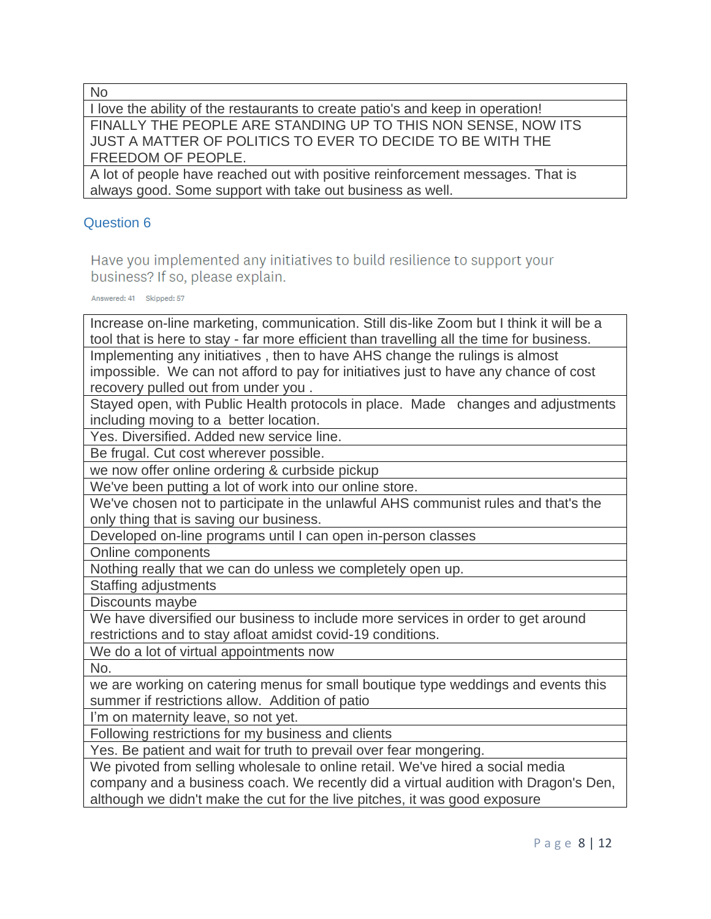| No |
|---|
| I love the ability of the restaurants to create patio's and keep in operation! |
| FINALLY THE PEOPLE ARE STANDING UP TO THIS NON SENSE, NOW ITS JUST A MATTER OF POLITICS TO EVER TO DECIDE TO BE WITH THE FREEDOM OF PEOPLE. |
| A lot of people have reached out with positive reinforcement messages. That is always good. Some support with take out business as well. |

## Question 6

Have you implemented any initiatives to build resilience to support your business? If so, please explain.

Answered: 41 Skipped: 57

| Increase on-line marketing, communication. Still dis-like Zoom but I think it will be a tool that is here to stay - far more efficient than travelling all the time for business. |
|---|
| Implementing any initiatives , then to have AHS change the rulings is almost impossible. We can not afford to pay for initiatives just to have any chance of cost recovery pulled out from under you . |
| Stayed open, with Public Health protocols in place. Made changes and adjustments including moving to a better location. |
| Yes. Diversified. Added new service line. |
| Be frugal. Cut cost wherever possible. |
| we now offer online ordering & curbside pickup |
| We've been putting a lot of work into our online store. |
| We've chosen not to participate in the unlawful AHS communist rules and that's the only thing that is saving our business. |
| Developed on-line programs until I can open in-person classes |
| Online components |
| Nothing really that we can do unless we completely open up. |
| Staffing adjustments |
| Discounts maybe |
| We have diversified our business to include more services in order to get around restrictions and to stay afloat amidst covid-19 conditions. |
| We do a lot of virtual appointments now |
| No. |
| we are working on catering menus for small boutique type weddings and events this summer if restrictions allow. Addition of patio |
| I'm on maternity leave, so not yet. |
| Following restrictions for my business and clients |
| Yes. Be patient and wait for truth to prevail over fear mongering. |
| We pivoted from selling wholesale to online retail. We've hired a social media company and a business coach. We recently did a virtual audition with Dragon's Den, although we didn't make the cut for the live pitches, it was good exposure |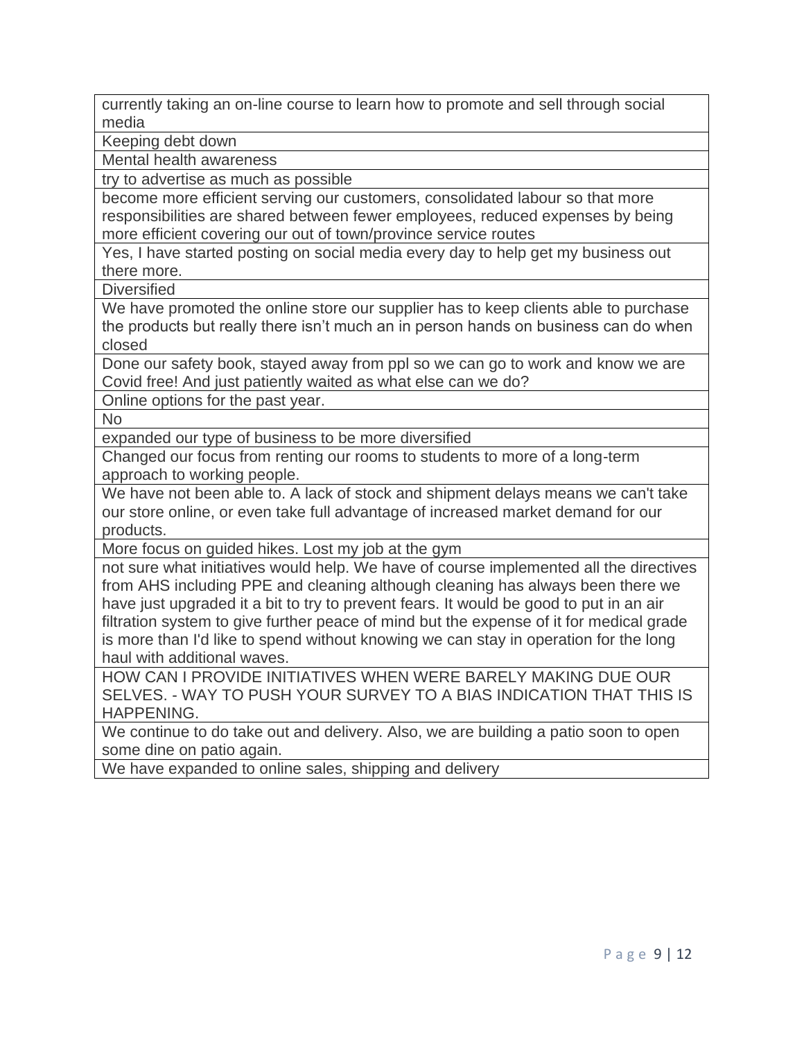| |
|---|
| currently taking an on-line course to learn how to promote and sell through social media |
| Keeping debt down |
| Mental health awareness |
| try to advertise as much as possible |
| become more efficient serving our customers, consolidated labour so that more responsibilities are shared between fewer employees, reduced expenses by being more efficient covering our out of town/province service routes |
| Yes, I have started posting on social media every day to help get my business out there more. |
| Diversified |
| We have promoted the online store our supplier has to keep clients able to purchase the products but really there isn't much an in person hands on business can do when closed |
| Done our safety book, stayed away from ppl so we can go to work and know we are Covid free! And just patiently waited as what else can we do? |
| Online options for the past year. |
| No |
| expanded our type of business to be more diversified |
| Changed our focus from renting our rooms to students to more of a long-term approach to working people. |
| We have not been able to. A lack of stock and shipment delays means we can't take our store online, or even take full advantage of increased market demand for our products. |
| More focus on guided hikes. Lost my job at the gym |
| not sure what initiatives would help. We have of course implemented all the directives from AHS including PPE and cleaning although cleaning has always been there we have just upgraded it a bit to try to prevent fears. It would be good to put in an air filtration system to give further peace of mind but the expense of it for medical grade is more than I'd like to spend without knowing we can stay in operation for the long haul with additional waves. |
| HOW CAN I PROVIDE INITIATIVES WHEN WERE BARELY MAKING DUE OUR SELVES. - WAY TO PUSH YOUR SURVEY TO A BIAS INDICATION THAT THIS IS HAPPENING. |
| We continue to do take out and delivery. Also, we are building a patio soon to open some dine on patio again. |
| We have expanded to online sales, shipping and delivery |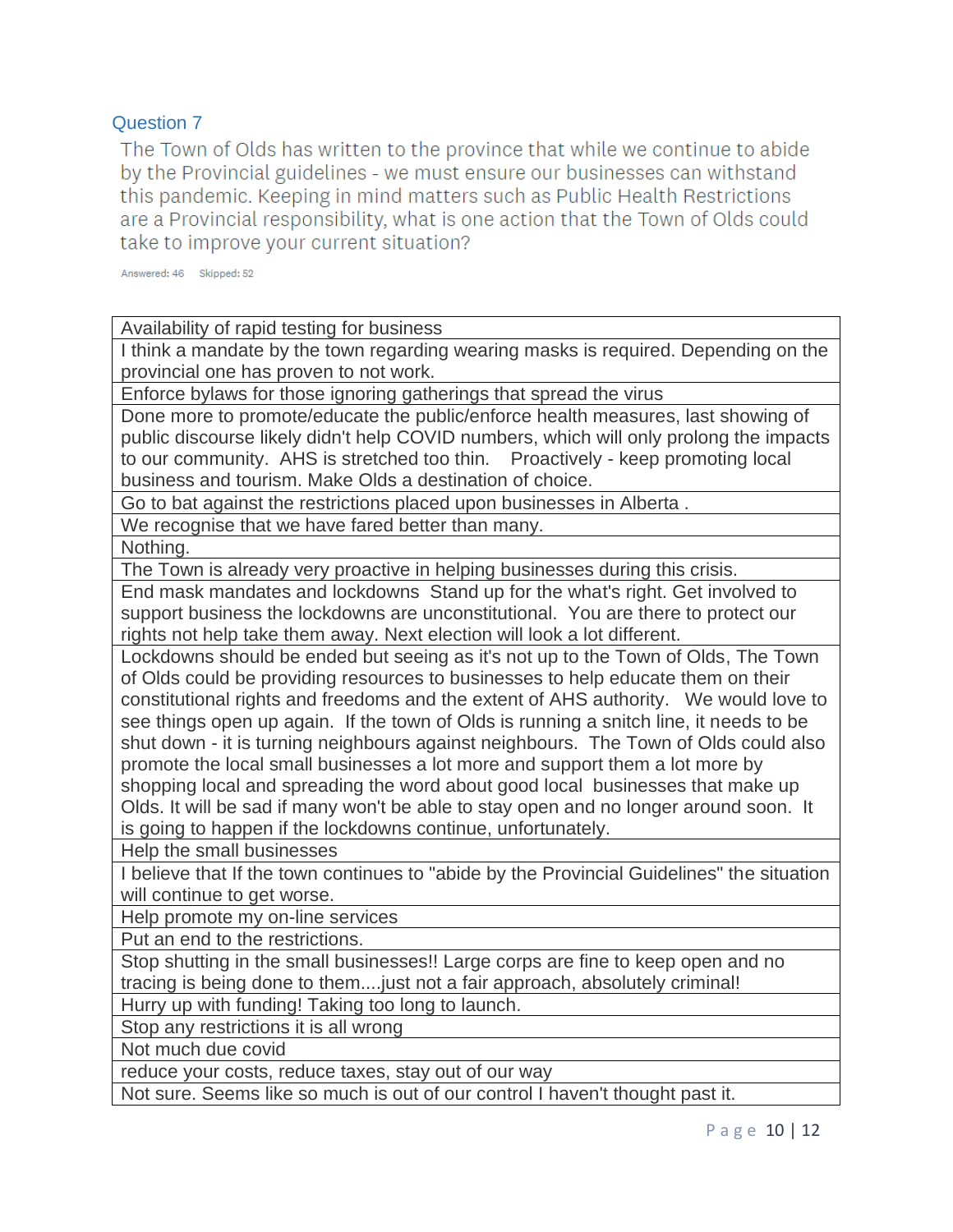## Question 7

The Town of Olds has written to the province that while we continue to abide by the Provincial guidelines - we must ensure our businesses can withstand this pandemic. Keeping in mind matters such as Public Health Restrictions are a Provincial responsibility, what is one action that the Town of Olds could take to improve your current situation?

Answered: 46 Skipped: 52

| |
|---|
| Availability of rapid testing for business |
| I think a mandate by the town regarding wearing masks is required. Depending on the provincial one has proven to not work. |
| Enforce bylaws for those ignoring gatherings that spread the virus |
| Done more to promote/educate the public/enforce health measures, last showing of public discourse likely didn't help COVID numbers, which will only prolong the impacts to our community. AHS is stretched too thin. Proactively - keep promoting local business and tourism. Make Olds a destination of choice. |
| Go to bat against the restrictions placed upon businesses in Alberta . |
| We recognise that we have fared better than many. |
| Nothing. |
| The Town is already very proactive in helping businesses during this crisis. |
| End mask mandates and lockdowns Stand up for the what's right. Get involved to support business the lockdowns are unconstitutional. You are there to protect our rights not help take them away. Next election will look a lot different. |
| Lockdowns should be ended but seeing as it's not up to the Town of Olds, The Town of Olds could be providing resources to businesses to help educate them on their constitutional rights and freedoms and the extent of AHS authority. We would love to see things open up again. If the town of Olds is running a snitch line, it needs to be shut down - it is turning neighbours against neighbours. The Town of Olds could also promote the local small businesses a lot more and support them a lot more by shopping local and spreading the word about good local businesses that make up Olds. It will be sad if many won't be able to stay open and no longer around soon. It is going to happen if the lockdowns continue, unfortunately. |
| Help the small businesses |
| I believe that If the town continues to "abide by the Provincial Guidelines" the situation will continue to get worse. |
| Help promote my on-line services |
| Put an end to the restrictions. |
| Stop shutting in the small businesses!! Large corps are fine to keep open and no tracing is being done to them....just not a fair approach, absolutely criminal! |
| Hurry up with funding! Taking too long to launch. |
| Stop any restrictions it is all wrong |
| Not much due covid |
| reduce your costs, reduce taxes, stay out of our way |
| Not sure. Seems like so much is out of our control I haven't thought past it. |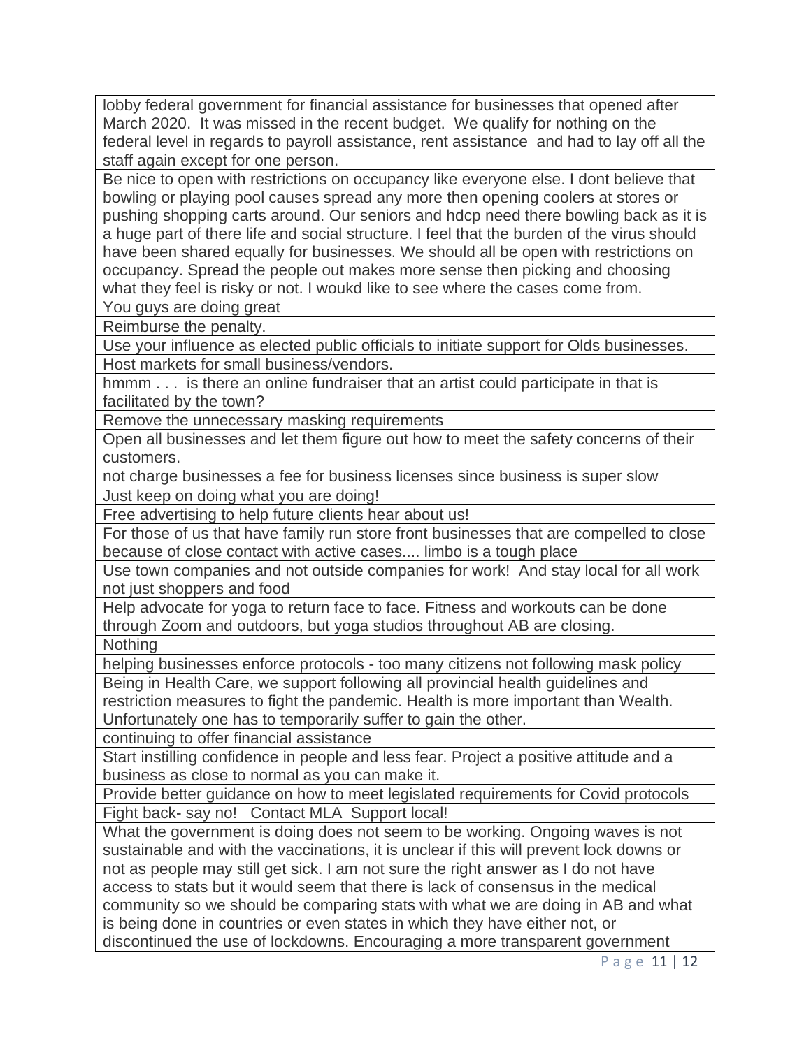| |
|---|
| lobby federal government for financial assistance for businesses that opened after March 2020. It was missed in the recent budget. We qualify for nothing on the federal level in regards to payroll assistance, rent assistance and had to lay off all the staff again except for one person. |
| Be nice to open with restrictions on occupancy like everyone else. I dont believe that bowling or playing pool causes spread any more then opening coolers at stores or pushing shopping carts around. Our seniors and hdcp need there bowling back as it is a huge part of there life and social structure. I feel that the burden of the virus should have been shared equally for businesses. We should all be open with restrictions on occupancy. Spread the people out makes more sense then picking and choosing what they feel is risky or not. I woukd like to see where the cases come from. |
| You guys are doing great |
| Reimburse the penalty. |
| Use your influence as elected public officials to initiate support for Olds businesses. |
| Host markets for small business/vendors. |
| hmmm . . . is there an online fundraiser that an artist could participate in that is facilitated by the town? |
| Remove the unnecessary masking requirements |
| Open all businesses and let them figure out how to meet the safety concerns of their customers. |
| not charge businesses a fee for business licenses since business is super slow |
| Just keep on doing what you are doing! |
| Free advertising to help future clients hear about us! |
| For those of us that have family run store front businesses that are compelled to close because of close contact with active cases.... limbo is a tough place |
| Use town companies and not outside companies for work! And stay local for all work not just shoppers and food |
| Help advocate for yoga to return face to face. Fitness and workouts can be done through Zoom and outdoors, but yoga studios throughout AB are closing. |
| Nothing |
| helping businesses enforce protocols - too many citizens not following mask policy |
| Being in Health Care, we support following all provincial health guidelines and restriction measures to fight the pandemic. Health is more important than Wealth. Unfortunately one has to temporarily suffer to gain the other. |
| continuing to offer financial assistance |
| Start instilling confidence in people and less fear. Project a positive attitude and a business as close to normal as you can make it. |
| Provide better guidance on how to meet legislated requirements for Covid protocols |
| Fight back- say no! Contact MLA Support local! |
| What the government is doing does not seem to be working. Ongoing waves is not sustainable and with the vaccinations, it is unclear if this will prevent lock downs or not as people may still get sick. I am not sure the right answer as I do not have access to stats but it would seem that there is lack of consensus in the medical community so we should be comparing stats with what we are doing in AB and what is being done in countries or even states in which they have either not, or discontinued the use of lockdowns. Encouraging a more transparent government |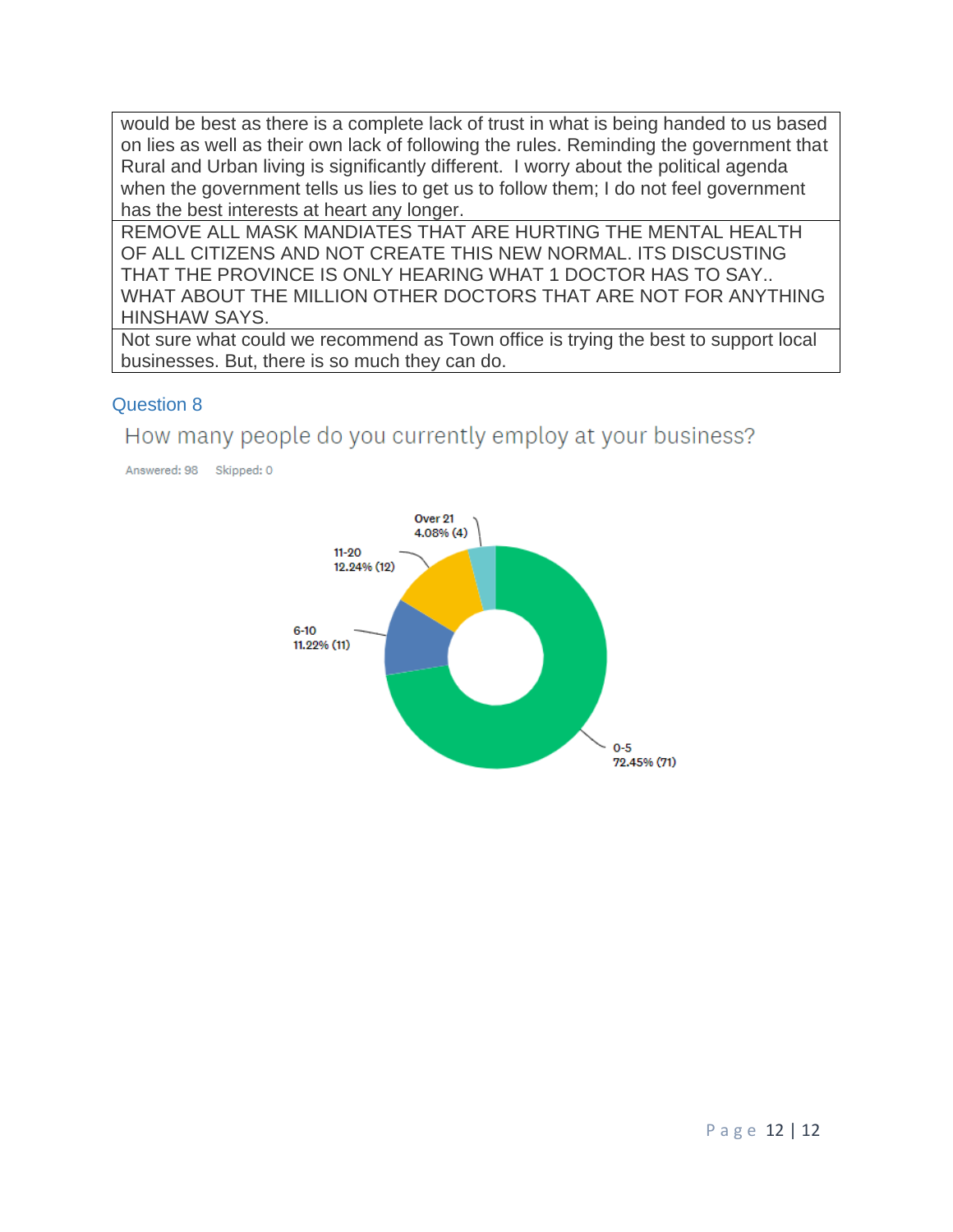| |
|---|
| would be best as there is a complete lack of trust in what is being handed to us based on lies as well as their own lack of following the rules. Reminding the government that Rural and Urban living is significantly different.  I worry about the political agenda when the government tells us lies to get us to follow them; I do not feel government has the best interests at heart any longer. |
| REMOVE ALL MASK MANDIATES THAT ARE HURTING THE MENTAL HEALTH OF ALL CITIZENS AND NOT CREATE THIS NEW NORMAL. ITS DISCUSTING THAT THE PROVINCE IS ONLY HEARING WHAT 1 DOCTOR HAS TO SAY.. WHAT ABOUT THE MILLION OTHER DOCTORS THAT ARE NOT FOR ANYTHING HINSHAW SAYS. |
| Not sure what could we recommend as Town office is trying the best to support local businesses. But, there is so much they can do. |

## Question 8

How many people do you currently employ at your business?

Answered: 98 Skipped: 0

Over 21
4.08% (4)

11-20
12.24% (12)

6-10
11.22% (11)

0-5
72.45% (71)